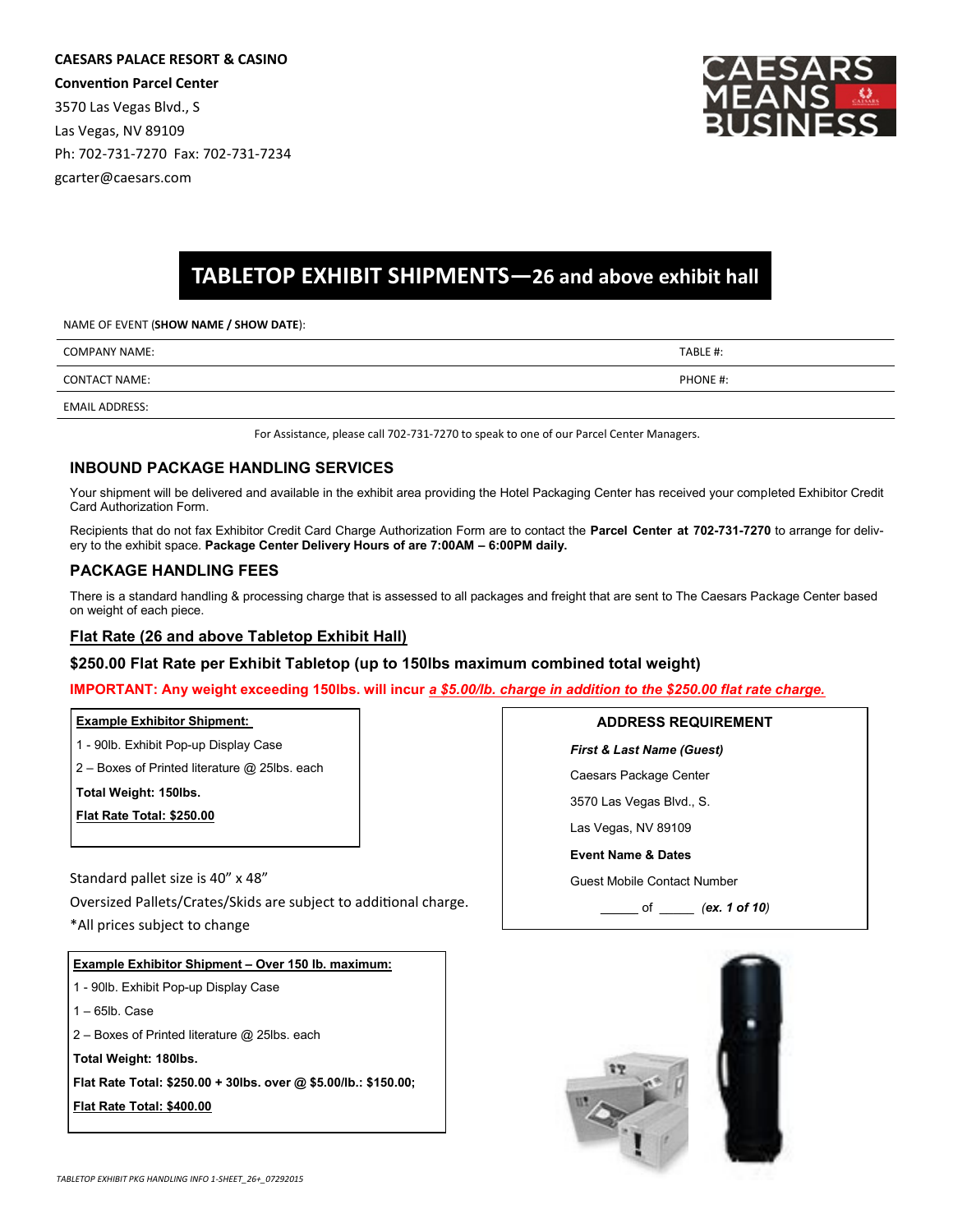**CAESARS PALACE RESORT & CASINO**

**Convention Parcel Center**

3570 Las Vegas Blvd., S

Las Vegas, NV 89109

Ph: 702-731-7270 Fax: 702-731-7234

gcarter@caesars.com

CAESARS MEANS BUSINESS

# TABLETOP EXHIBIT SHIPMENTS—26 and above exhibit hall

NAME OF EVENT (**SHOW NAME / SHOW DATE**):

| COMPANY NAME: | TABLE #: |
|---|---|
| CONTACT NAME: | PHONE #: |
| EMAIL ADDRESS: | |

For Assistance, please call 702-731-7270 to speak to one of our Parcel Center Managers.

## INBOUND PACKAGE HANDLING SERVICES

Your shipment will be delivered and available in the exhibit area providing the Hotel Packaging Center has received your completed Exhibitor Credit Card Authorization Form.

Recipients that do not fax Exhibitor Credit Card Charge Authorization Form are to contact the **Parcel Center at 702-731-7270** to arrange for delivery to the exhibit space. **Package Center Delivery Hours of are 7:00AM – 6:00PM daily.**

## PACKAGE HANDLING FEES

There is a standard handling & processing charge that is assessed to all packages and freight that are sent to The Caesars Package Center based on weight of each piece.

### Flat Rate (26 and above Tabletop Exhibit Hall)

**$250.00 Flat Rate per Exhibit Tabletop (up to 150lbs maximum combined total weight)**

**IMPORTANT: Any weight exceeding 150lbs. will incur *a $5.00/lb. charge in addition to the $250.00 flat rate charge.***

**Example Exhibitor Shipment:**

1 - 90lb. Exhibit Pop-up Display Case

2 – Boxes of Printed literature @ 25lbs. each

**Total Weight: 150lbs.**

**Flat Rate Total: $250.00**

Standard pallet size is 40" x 48"

Oversized Pallets/Crates/Skids are subject to additional charge.

*All prices subject to change

**ADDRESS REQUIREMENT**

***First & Last Name (Guest)***

Caesars Package Center

3570 Las Vegas Blvd., S.

Las Vegas, NV 89109

**Event Name & Dates**

Guest Mobile Contact Number

_____ of _____ *(ex. 1 of 10)*

**Example Exhibitor Shipment – Over 150 lb. maximum:**

1 - 90lb. Exhibit Pop-up Display Case

1 – 65lb. Case

2 – Boxes of Printed literature @ 25lbs. each

**Total Weight: 180lbs.**

**Flat Rate Total: $250.00 + 30lbs. over @ $5.00/lb.: $150.00;**

**Flat Rate Total: $400.00**

*TABLETOP EXHIBIT PKG HANDLING INFO 1-SHEET_26+_07292015*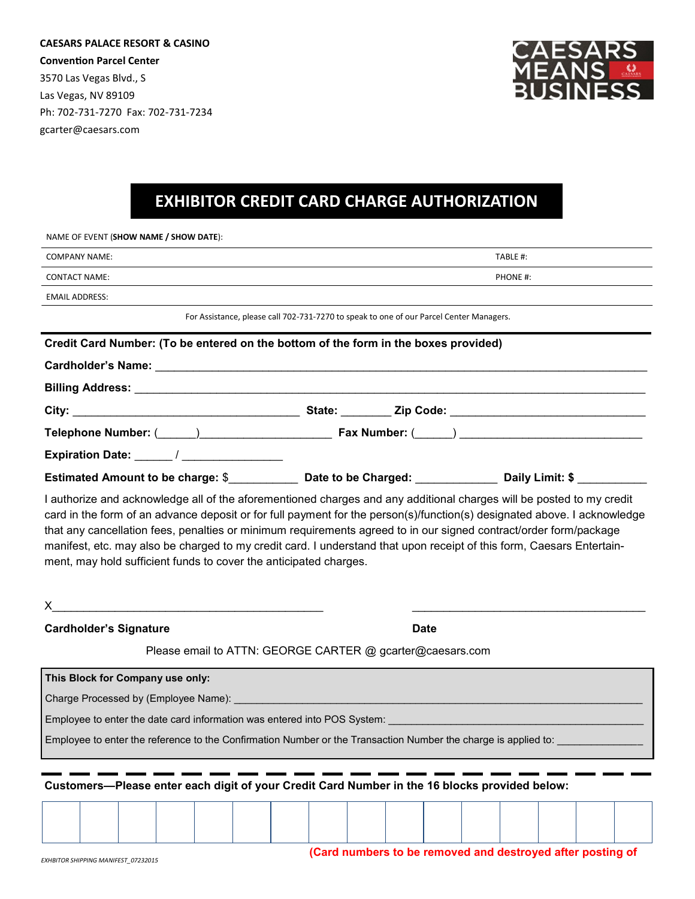**CAESARS PALACE RESORT & CASINO**
**Convention Parcel Center**
3570 Las Vegas Blvd., S
Las Vegas, NV 89109
Ph: 702-731-7270 Fax: 702-731-7234
gcarter@caesars.com

CAESARS MEANS BUSINESS

# EXHIBITOR CREDIT CARD CHARGE AUTHORIZATION

NAME OF EVENT (**SHOW NAME / SHOW DATE**):

COMPANY NAME: TABLE #:

CONTACT NAME: PHONE #:

EMAIL ADDRESS:

For Assistance, please call 702-731-7270 to speak to one of our Parcel Center Managers.

**Credit Card Number: (To be entered on the bottom of the form in the boxes provided)**

**Cardholder's Name:** ______________________________________________

**Billing Address:** ______________________________________________

**City:** ____________________ **State:** ________ **Zip Code:** ____________________

**Telephone Number:** (______)____________________ **Fax Number:** (______) ____________________

**Expiration Date:** ______ / ________________

**Estimated Amount to be charge:** $___________ **Date to be Charged:** _____________ **Daily Limit: $** ___________

I authorize and acknowledge all of the aforementioned charges and any additional charges will be posted to my credit card in the form of an advance deposit or for full payment for the person(s)/function(s) designated above. I acknowledge that any cancellation fees, penalties or minimum requirements agreed to in our signed contract/order form/package manifest, etc. may also be charged to my credit card. I understand that upon receipt of this form, Caesars Entertainment, may hold sufficient funds to cover the anticipated charges.

X__________________________________________ ____________________________________

**Cardholder's Signature** **Date**

Please email to ATTN: GEORGE CARTER @ gcarter@caesars.com

**This Block for Company use only:**

Charge Processed by (Employee Name): ______________________________________________

Employee to enter the date card information was entered into POS System: ______________________________

Employee to enter the reference to the Confirmation Number or the Transaction Number the charge is applied to: ______________

**Customers—Please enter each digit of your Credit Card Number in the 16 blocks provided below:**

| | | | | | | | | | | | | | | | |
|---|---|---|---|---|---|---|---|---|---|---|---|---|---|---|---|
| | | | | | | | | | | | | | | | |

**(Card numbers to be removed and destroyed after posting of**

*EXHIBITOR SHIPPING MANIFEST_07232015*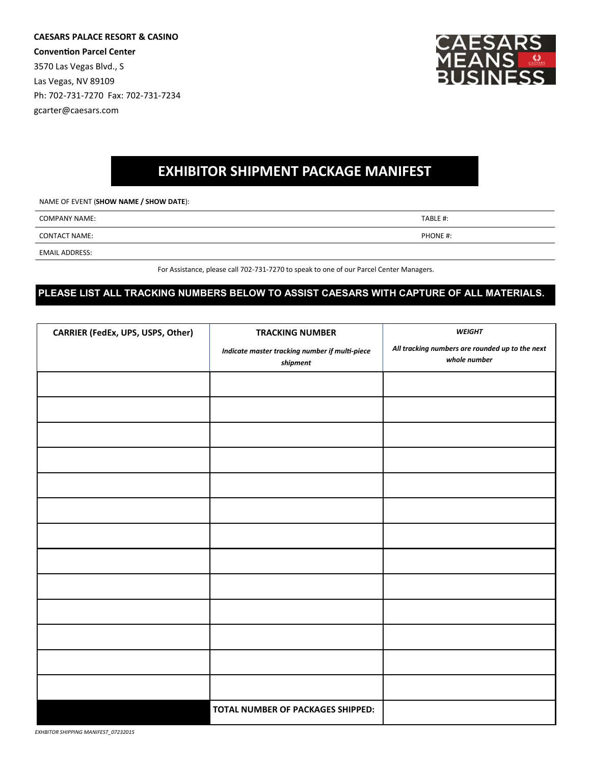**CAESARS PALACE RESORT & CASINO**

**Convention Parcel Center**

3570 Las Vegas Blvd., S

Las Vegas, NV 89109

Ph: 702-731-7270 Fax: 702-731-7234

gcarter@caesars.com

CAESARS MEANS BUSINESS

# EXHIBITOR SHIPMENT PACKAGE MANIFEST

NAME OF EVENT (**SHOW NAME / SHOW DATE**):

COMPANY NAME: TABLE #:

CONTACT NAME: PHONE #:

EMAIL ADDRESS:

For Assistance, please call 702-731-7270 to speak to one of our Parcel Center Managers.

## PLEASE LIST ALL TRACKING NUMBERS BELOW TO ASSIST CAESARS WITH CAPTURE OF ALL MATERIALS.

| **CARRIER (FedEx, UPS, USPS, Other)** | **TRACKING NUMBER** *Indicate master tracking number if multi-piece shipment* | ***WEIGHT*** *All tracking numbers are rounded up to the next whole number* |
|---|---|---|
| | | |
| | | |
| | | |
| | | |
| | | |
| | | |
| | | |
| | | |
| | | |
| | | |
| | | |
| | | |
| | | |
| | **TOTAL NUMBER OF PACKAGES SHIPPED:** | |

*EXHIBITOR SHIPPING MANIFEST_07232015*